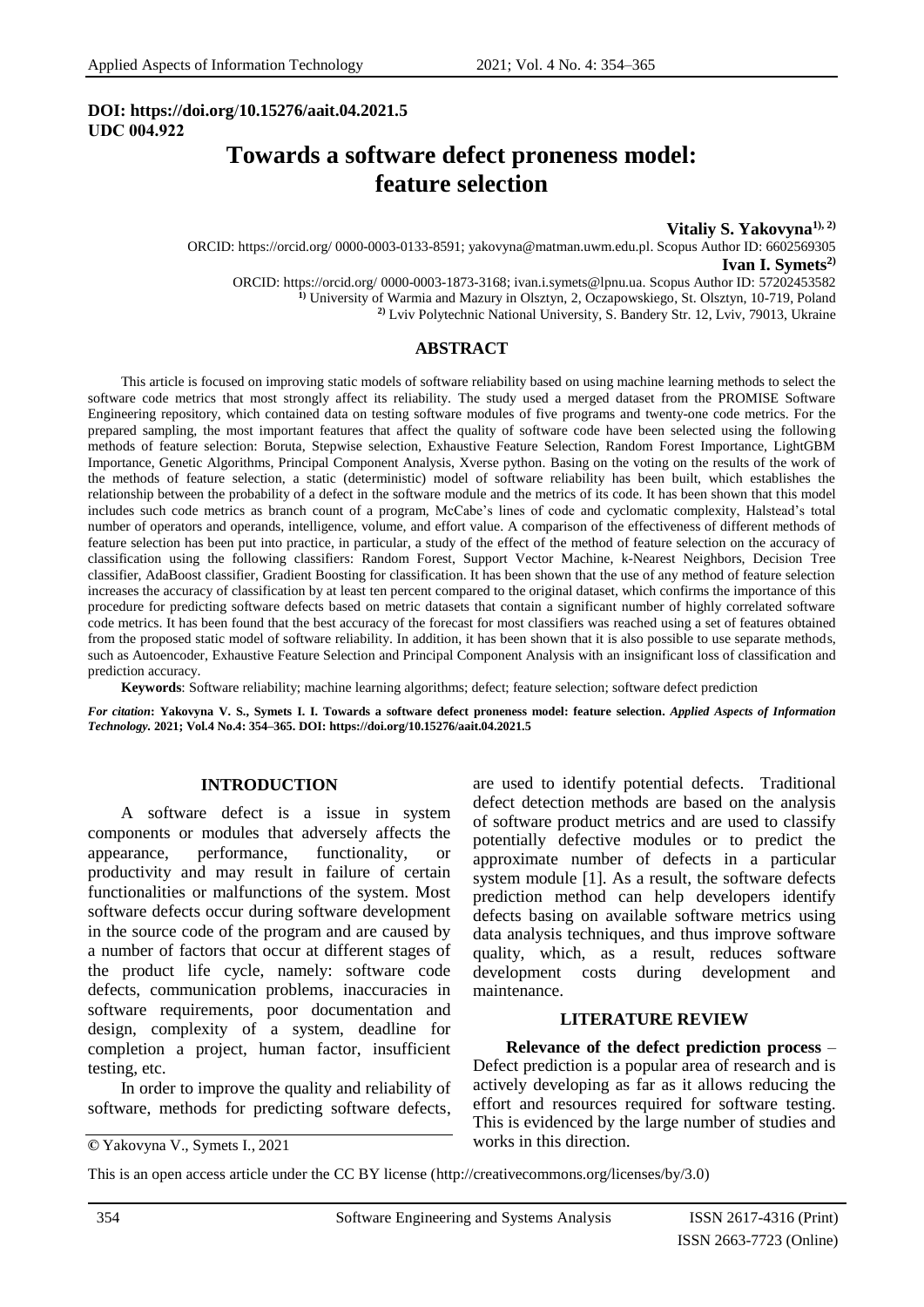**DOI: https://doi.org/10.15276/aait.04.2021.5**
**UDC 004.922**

# Towards a software defect proneness model: feature selection

**Vitaliy S. Yakovyna[1), 2)]**

ORCID: https://orcid.org/ 0000-0003-0133-8591; yakovyna@matman.uwm.edu.pl. Scopus Author ID: 6602569305

**Ivan I. Symets[2)]**

ORCID: https://orcid.org/ 0000-0003-1873-3168; ivan.i.symets@lpnu.ua. Scopus Author ID: 57202453582

[1)] University of Warmia and Mazury in Olsztyn, 2, Oczapowskiego, St. Olsztyn, 10-719, Poland

[2)] Lviv Polytechnic National University, S. Bandery Str. 12, Lviv, 79013, Ukraine

## ABSTRACT

This article is focused on improving static models of software reliability based on using machine learning methods to select the software code metrics that most strongly affect its reliability. The study used a merged dataset from the PROMISE Software Engineering repository, which contained data on testing software modules of five programs and twenty-one code metrics. For the prepared sampling, the most important features that affect the quality of software code have been selected using the following methods of feature selection: Boruta, Stepwise selection, Exhaustive Feature Selection, Random Forest Importance, LightGBM Importance, Genetic Algorithms, Principal Component Analysis, Xverse python. Basing on the voting on the results of the work of the methods of feature selection, a static (deterministic) model of software reliability has been built, which establishes the relationship between the probability of a defect in the software module and the metrics of its code. It has been shown that this model includes such code metrics as branch count of a program, McCabe's lines of code and cyclomatic complexity, Halstead's total number of operators and operands, intelligence, volume, and effort value. A comparison of the effectiveness of different methods of feature selection has been put into practice, in particular, a study of the effect of the method of feature selection on the accuracy of classification using the following classifiers: Random Forest, Support Vector Machine, k-Nearest Neighbors, Decision Tree classifier, AdaBoost classifier, Gradient Boosting for classification. It has been shown that the use of any method of feature selection increases the accuracy of classification by at least ten percent compared to the original dataset, which confirms the importance of this procedure for predicting software defects based on metric datasets that contain a significant number of highly correlated software code metrics. It has been found that the best accuracy of the forecast for most classifiers was reached using a set of features obtained from the proposed static model of software reliability. In addition, it has been shown that it is also possible to use separate methods, such as Autoencoder, Exhaustive Feature Selection and Principal Component Analysis with an insignificant loss of classification and prediction accuracy.

**Keywords**: Software reliability; machine learning algorithms; defect; feature selection; software defect prediction

***For citation*: Yakovyna V. S., Symets I. I. Towards a software defect proneness model: feature selection. *Applied Aspects of Information Technology.* 2021; Vol.4 No.4: 354–365. DOI: https://doi.org/10.15276/aait.04.2021.5**

## INTRODUCTION

A software defect is a issue in system components or modules that adversely affects the appearance, performance, functionality, or productivity and may result in failure of certain functionalities or malfunctions of the system. Most software defects occur during software development in the source code of the program and are caused by a number of factors that occur at different stages of the product life cycle, namely: software code defects, communication problems, inaccuracies in software requirements, poor documentation and design, complexity of a system, deadline for completion a project, human factor, insufficient testing, etc.

In order to improve the quality and reliability of software, methods for predicting software defects, are used to identify potential defects. Traditional defect detection methods are based on the analysis of software product metrics and are used to classify potentially defective modules or to predict the approximate number of defects in a particular system module [1]. As a result, the software defects prediction method can help developers identify defects basing on available software metrics using data analysis techniques, and thus improve software quality, which, as a result, reduces software development costs during development and maintenance.

## LITERATURE REVIEW

**Relevance of the defect prediction process** – Defect prediction is a popular area of research and is actively developing as far as it allows reducing the effort and resources required for software testing. This is evidenced by the large number of studies and works in this direction.

© Yakovyna V., Symets I., 2021

This is an open access article under the CC BY license (http://creativecommons.org/licenses/by/3.0)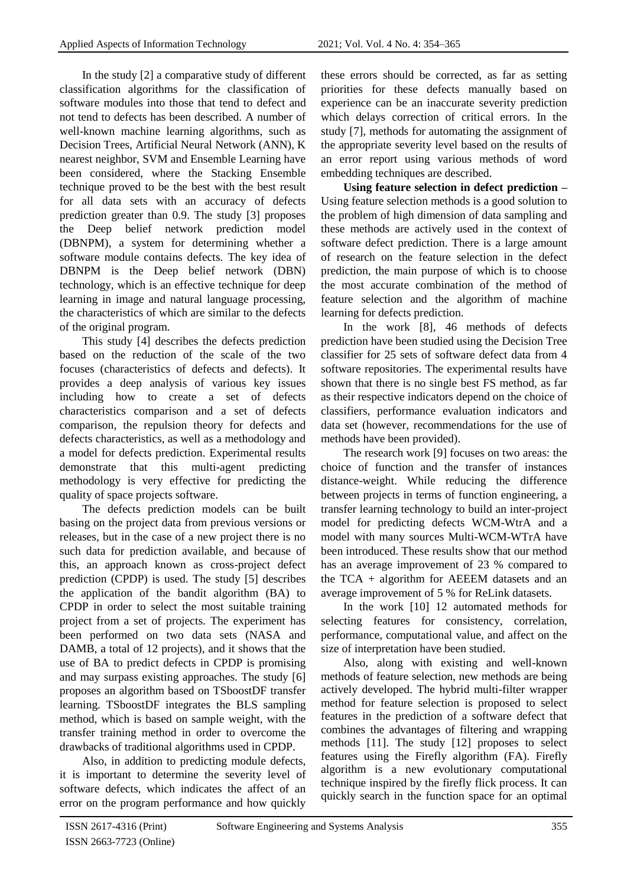In the study [2] a comparative study of different classification algorithms for the classification of software modules into those that tend to defect and not tend to defects has been described. A number of well-known machine learning algorithms, such as Decision Trees, Artificial Neural Network (ANN), K nearest neighbor, SVM and Ensemble Learning have been considered, where the Stacking Ensemble technique proved to be the best with the best result for all data sets with an accuracy of defects prediction greater than 0.9. The study [3] proposes the Deep belief network prediction model (DBNPM), a system for determining whether a software module contains defects. The key idea of DBNPM is the Deep belief network (DBN) technology, which is an effective technique for deep learning in image and natural language processing, the characteristics of which are similar to the defects of the original program.

This study [4] describes the defects prediction based on the reduction of the scale of the two focuses (characteristics of defects and defects). It provides a deep analysis of various key issues including how to create a set of defects characteristics comparison and a set of defects comparison, the repulsion theory for defects and defects characteristics, as well as a methodology and a model for defects prediction. Experimental results demonstrate that this multi-agent predicting methodology is very effective for predicting the quality of space projects software.

The defects prediction models can be built basing on the project data from previous versions or releases, but in the case of a new project there is no such data for prediction available, and because of this, an approach known as cross-project defect prediction (CPDP) is used. The study [5] describes the application of the bandit algorithm (BA) to CPDP in order to select the most suitable training project from a set of projects. The experiment has been performed on two data sets (NASA and DAMB, a total of 12 projects), and it shows that the use of BA to predict defects in CPDP is promising and may surpass existing approaches. The study [6] proposes an algorithm based on TSboostDF transfer learning. TSboostDF integrates the BLS sampling method, which is based on sample weight, with the transfer training method in order to overcome the drawbacks of traditional algorithms used in CPDP.

Also, in addition to predicting module defects, it is important to determine the severity level of software defects, which indicates the affect of an error on the program performance and how quickly these errors should be corrected, as far as setting priorities for these defects manually based on experience can be an inaccurate severity prediction which delays correction of critical errors. In the study [7], methods for automating the assignment of the appropriate severity level based on the results of an error report using various methods of word embedding techniques are described.

**Using feature selection in defect prediction –** Using feature selection methods is a good solution to the problem of high dimension of data sampling and these methods are actively used in the context of software defect prediction. There is a large amount of research on the feature selection in the defect prediction, the main purpose of which is to choose the most accurate combination of the method of feature selection and the algorithm of machine learning for defects prediction.

In the work [8], 46 methods of defects prediction have been studied using the Decision Tree classifier for 25 sets of software defect data from 4 software repositories. The experimental results have shown that there is no single best FS method, as far as their respective indicators depend on the choice of classifiers, performance evaluation indicators and data set (however, recommendations for the use of methods have been provided).

The research work [9] focuses on two areas: the choice of function and the transfer of instances distance-weight. While reducing the difference between projects in terms of function engineering, a transfer learning technology to build an inter-project model for predicting defects WCM-WtrA and a model with many sources Multi-WCM-WTrA have been introduced. These results show that our method has an average improvement of 23 % compared to the TCA + algorithm for AEEEM datasets and an average improvement of 5 % for ReLink datasets.

In the work [10] 12 automated methods for selecting features for consistency, correlation, performance, computational value, and affect on the size of interpretation have been studied.

Also, along with existing and well-known methods of feature selection, new methods are being actively developed. The hybrid multi-filter wrapper method for feature selection is proposed to select features in the prediction of a software defect that combines the advantages of filtering and wrapping methods [11]. The study [12] proposes to select features using the Firefly algorithm (FA). Firefly algorithm is a new evolutionary computational technique inspired by the firefly flick process. It can quickly search in the function space for an optimal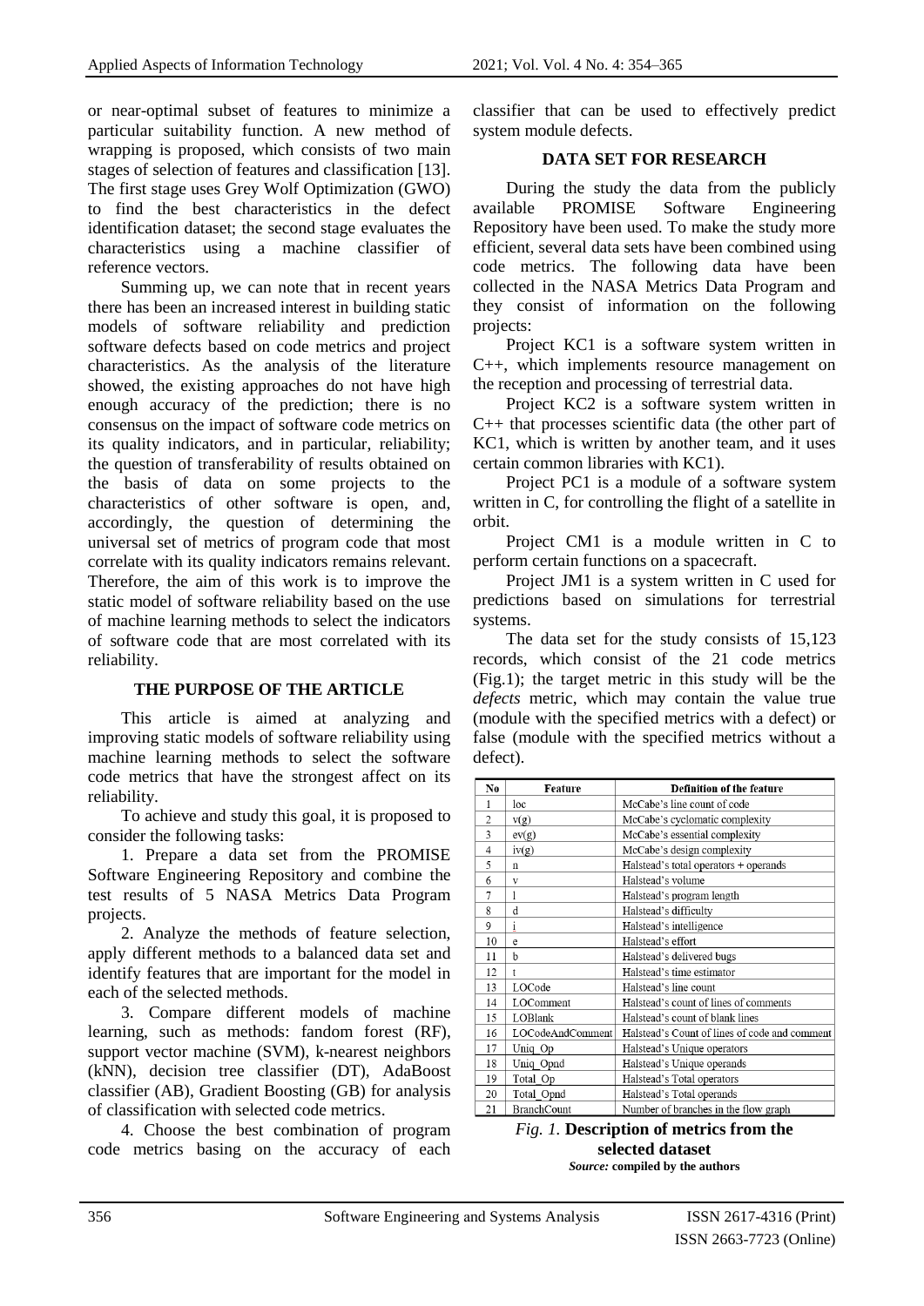or near-optimal subset of features to minimize a particular suitability function. A new method of wrapping is proposed, which consists of two main stages of selection of features and classification [13]. The first stage uses Grey Wolf Optimization (GWO) to find the best characteristics in the defect identification dataset; the second stage evaluates the characteristics using a machine classifier of reference vectors.

Summing up, we can note that in recent years there has been an increased interest in building static models of software reliability and prediction software defects based on code metrics and project characteristics. As the analysis of the literature showed, the existing approaches do not have high enough accuracy of the prediction; there is no consensus on the impact of software code metrics on its quality indicators, and in particular, reliability; the question of transferability of results obtained on the basis of data on some projects to the characteristics of other software is open, and, accordingly, the question of determining the universal set of metrics of program code that most correlate with its quality indicators remains relevant. Therefore, the aim of this work is to improve the static model of software reliability based on the use of machine learning methods to select the indicators of software code that are most correlated with its reliability.

## THE PURPOSE OF THE ARTICLE

This article is aimed at analyzing and improving static models of software reliability using machine learning methods to select the software code metrics that have the strongest affect on its reliability.

To achieve and study this goal, it is proposed to consider the following tasks:

1. Prepare a data set from the PROMISE Software Engineering Repository and combine the test results of 5 NASA Metrics Data Program projects.
2. Analyze the methods of feature selection, apply different methods to a balanced data set and identify features that are important for the model in each of the selected methods.
3. Compare different models of machine learning, such as methods: fandom forest (RF), support vector machine (SVM), k-nearest neighbors (kNN), decision tree classifier (DT), AdaBoost classifier (AB), Gradient Boosting (GB) for analysis of classification with selected code metrics.
4. Choose the best combination of program code metrics basing on the accuracy of each classifier that can be used to effectively predict system module defects.

## DATA SET FOR RESEARCH

During the study the data from the publicly available PROMISE Software Engineering Repository have been used. To make the study more efficient, several data sets have been combined using code metrics. The following data have been collected in the NASA Metrics Data Program and they consist of information on the following projects:

Project KC1 is a software system written in C++, which implements resource management on the reception and processing of terrestrial data.

Project KC2 is a software system written in C++ that processes scientific data (the other part of KC1, which is written by another team, and it uses certain common libraries with KC1).

Project PC1 is a module of a software system written in C, for controlling the flight of a satellite in orbit.

Project CM1 is a module written in C to perform certain functions on a spacecraft.

Project JM1 is a system written in C used for predictions based on simulations for terrestrial systems.

The data set for the study consists of 15,123 records, which consist of the 21 code metrics (Fig.1); the target metric in this study will be the *defects* metric, which may contain the value true (module with the specified metrics with a defect) or false (module with the specified metrics without a defect).

| No | Feature | Definition of the feature |
|---|---|---|
| 1 | loc | McCabe's line count of code |
| 2 | v(g) | McCabe's cyclomatic complexity |
| 3 | ev(g) | McCabe's essential complexity |
| 4 | iv(g) | McCabe's design complexity |
| 5 | n | Halstead's total operators + operands |
| 6 | v | Halstead's volume |
| 7 | l | Halstead's program length |
| 8 | d | Halstead's difficulty |
| 9 | i | Halstead's intelligence |
| 10 | e | Halstead's effort |
| 11 | b | Halstead's delivered bugs |
| 12 | t | Halstead's time estimator |
| 13 | LOCode | Halstead's line count |
| 14 | LOComment | Halstead's count of lines of comments |
| 15 | LOBlank | Halstead's count of blank lines |
| 16 | LOCodeAndComment | Halstead's Count of lines of code and comment |
| 17 | Uniq_Op | Halstead's Unique operators |
| 18 | Uniq_Opnd | Halstead's Unique operands |
| 19 | Total_Op | Halstead's Total operators |
| 20 | Total_Opnd | Halstead's Total operands |
| 21 | BranchCount | Number of branches in the flow graph |

*Fig. 1.* **Description of metrics from the selected dataset**
***Source:* compiled by the authors**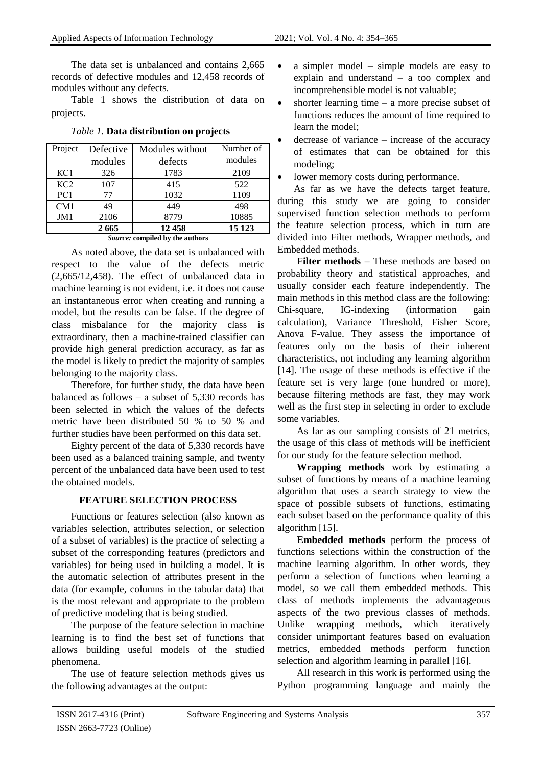The data set is unbalanced and contains 2,665 records of defective modules and 12,458 records of modules without any defects.

Table 1 shows the distribution of data on projects.

*Table 1.* **Data distribution on projects**

| Project | Defective modules | Modules without defects | Number of modules |
|---|---|---|---|
| KC1 | 326 | 1783 | 2109 |
| KC2 | 107 | 415 | 522 |
| PC1 | 77 | 1032 | 1109 |
| CM1 | 49 | 449 | 498 |
| JM1 | 2106 | 8779 | 10885 |
| | **2 665** | **12 458** | **15 123** |

***Source:*** **compiled by the authors**

As noted above, the data set is unbalanced with respect to the value of the defects metric (2,665/12,458). The effect of unbalanced data in machine learning is not evident, i.e. it does not cause an instantaneous error when creating and running a model, but the results can be false. If the degree of class misbalance for the majority class is extraordinary, then a machine-trained classifier can provide high general prediction accuracy, as far as the model is likely to predict the majority of samples belonging to the majority class.

Therefore, for further study, the data have been balanced as follows – a subset of 5,330 records has been selected in which the values of the defects metric have been distributed 50 % to 50 % and further studies have been performed on this data set.

Eighty percent of the data of 5,330 records have been used as a balanced training sample, and twenty percent of the unbalanced data have been used to test the obtained models.

## FEATURE SELECTION PROCESS

Functions or features selection (also known as variables selection, attributes selection, or selection of a subset of variables) is the practice of selecting a subset of the corresponding features (predictors and variables) for being used in building a model. It is the automatic selection of attributes present in the data (for example, columns in the tabular data) that is the most relevant and appropriate to the problem of predictive modeling that is being studied.

The purpose of the feature selection in machine learning is to find the best set of functions that allows building useful models of the studied phenomena.

The use of feature selection methods gives us the following advantages at the output:

- a simpler model – simple models are easy to explain and understand – a too complex and incomprehensible model is not valuable;
- shorter learning time – a more precise subset of functions reduces the amount of time required to learn the model;
- decrease of variance – increase of the accuracy of estimates that can be obtained for this modeling;
- lower memory costs during performance.

As far as we have the defects target feature, during this study we are going to consider supervised function selection methods to perform the feature selection process, which in turn are divided into Filter methods, Wrapper methods, and Embedded methods.

**Filter methods –** These methods are based on probability theory and statistical approaches, and usually consider each feature independently. The main methods in this method class are the following: Chi-square, IG-indexing (information gain calculation), Variance Threshold, Fisher Score, Anova F-value. They assess the importance of features only on the basis of their inherent characteristics, not including any learning algorithm [14]. The usage of these methods is effective if the feature set is very large (one hundred or more), because filtering methods are fast, they may work well as the first step in selecting in order to exclude some variables.

As far as our sampling consists of 21 metrics, the usage of this class of methods will be inefficient for our study for the feature selection method.

**Wrapping methods** work by estimating a subset of functions by means of a machine learning algorithm that uses a search strategy to view the space of possible subsets of functions, estimating each subset based on the performance quality of this algorithm [15].

**Embedded methods** perform the process of functions selections within the construction of the machine learning algorithm. In other words, they perform a selection of functions when learning a model, so we call them embedded methods. This class of methods implements the advantageous aspects of the two previous classes of methods. Unlike wrapping methods, which iteratively consider unimportant features based on evaluation metrics, embedded methods perform function selection and algorithm learning in parallel [16].

All research in this work is performed using the Python programming language and mainly the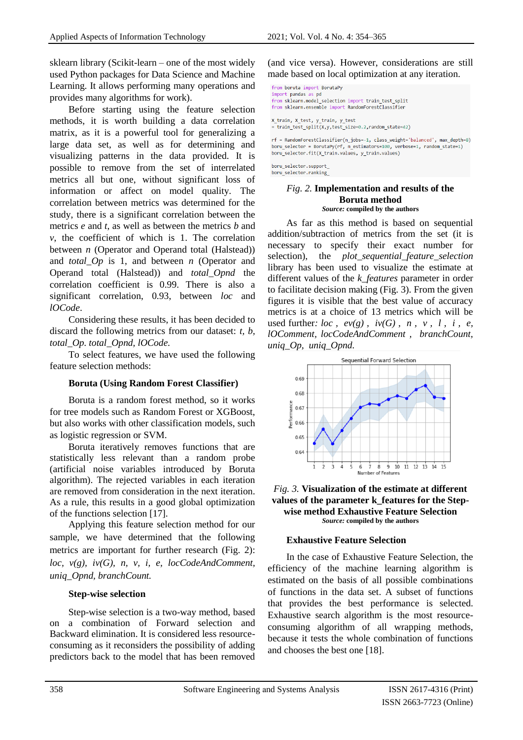sklearn library (Scikit-learn – one of the most widely used Python packages for Data Science and Machine Learning. It allows performing many operations and provides many algorithms for work).

Before starting using the feature selection methods, it is worth building a data correlation matrix, as it is a powerful tool for generalizing a large data set, as well as for determining and visualizing patterns in the data provided. It is possible to remove from the set of interrelated metrics all but one, without significant loss of information or affect on model quality. The correlation between metrics was determined for the study, there is a significant correlation between the metrics *e* and *t*, as well as between the metrics *b* and *v*, the coefficient of which is 1. The correlation between *n* (Operator and Operand total (Halstead)) and *total_Op* is 1, and between *n* (Operator and Operand total (Halstead)) and *total_Opnd* the correlation coefficient is 0.99. There is also a significant correlation, 0.93, between *loc* and *lOCode*.

Considering these results, it has been decided to discard the following metrics from our dataset: *t, b, total_Op. total_Opnd, lOCode.*

To select features, we have used the following feature selection methods:

### Boruta (Using Random Forest Classifier)

Boruta is a random forest method, so it works for tree models such as Random Forest or XGBoost, but also works with other classification models, such as logistic regression or SVM.

Boruta iteratively removes functions that are statistically less relevant than a random probe (artificial noise variables introduced by Boruta algorithm). The rejected variables in each iteration are removed from consideration in the next iteration. As a rule, this results in a good global optimization of the functions selection [17].

Applying this feature selection method for our sample, we have determined that the following metrics are important for further research (Fig. 2): *loc, v(g), iv(G), n, v, i, e, locCodeAndComment, uniq_Opnd, branchCount.*

### Step-wise selection

Step-wise selection is a two-way method, based on a combination of Forward selection and Backward elimination. It is considered less resource-consuming as it reconsiders the possibility of adding predictors back to the model that has been removed (and vice versa). However, considerations are still made based on local optimization at any iteration.

```
from boruta import BorutaPy
import pandas as pd
from sklearn.model_selection import train_test_split
from sklearn.ensemble import RandomForestClassifier

x_train, x_test, y_train, y_test
= train_test_split(X,y,test_size=0.2,random_state=42)

rf = RandomForestClassifier(n_jobs=-1, class_weight='balanced', max_depth=8)
boru_selector = BorutaPy(rf, n_estimators=100, verbose=1, random_state=1)
boru_selector.fit(x_train.values, y_train.values)

boru_selector.support_
boru_selector.ranking_
```

*Fig. 2.* **Implementation and results of the Boruta method**
***Source:*** **compiled by the authors**

As far as this method is based on sequential addition/subtraction of metrics from the set (it is necessary to specify their exact number for selection), the *plot_sequential_feature_selection* library has been used to visualize the estimate at different values of the *k_features* parameter in order to facilitate decision making (Fig. 3). From the given figures it is visible that the best value of accuracy metrics is at a choice of 13 metrics which will be used further: *loc , ev(g) , iv(G) , n , v , l , i , e, lOComment, locCodeAndComment , branchCount, uniq_Op, uniq_Opnd.*

*Fig. 3.* **Visualization of the estimate at different values of the parameter k_features for the Step-wise method Exhaustive Feature Selection**
***Source:*** **compiled by the authors**

### Exhaustive Feature Selection

In the case of Exhaustive Feature Selection, the efficiency of the machine learning algorithm is estimated on the basis of all possible combinations of functions in the data set. A subset of functions that provides the best performance is selected. Exhaustive search algorithm is the most resource-consuming algorithm of all wrapping methods, because it tests the whole combination of functions and chooses the best one [18].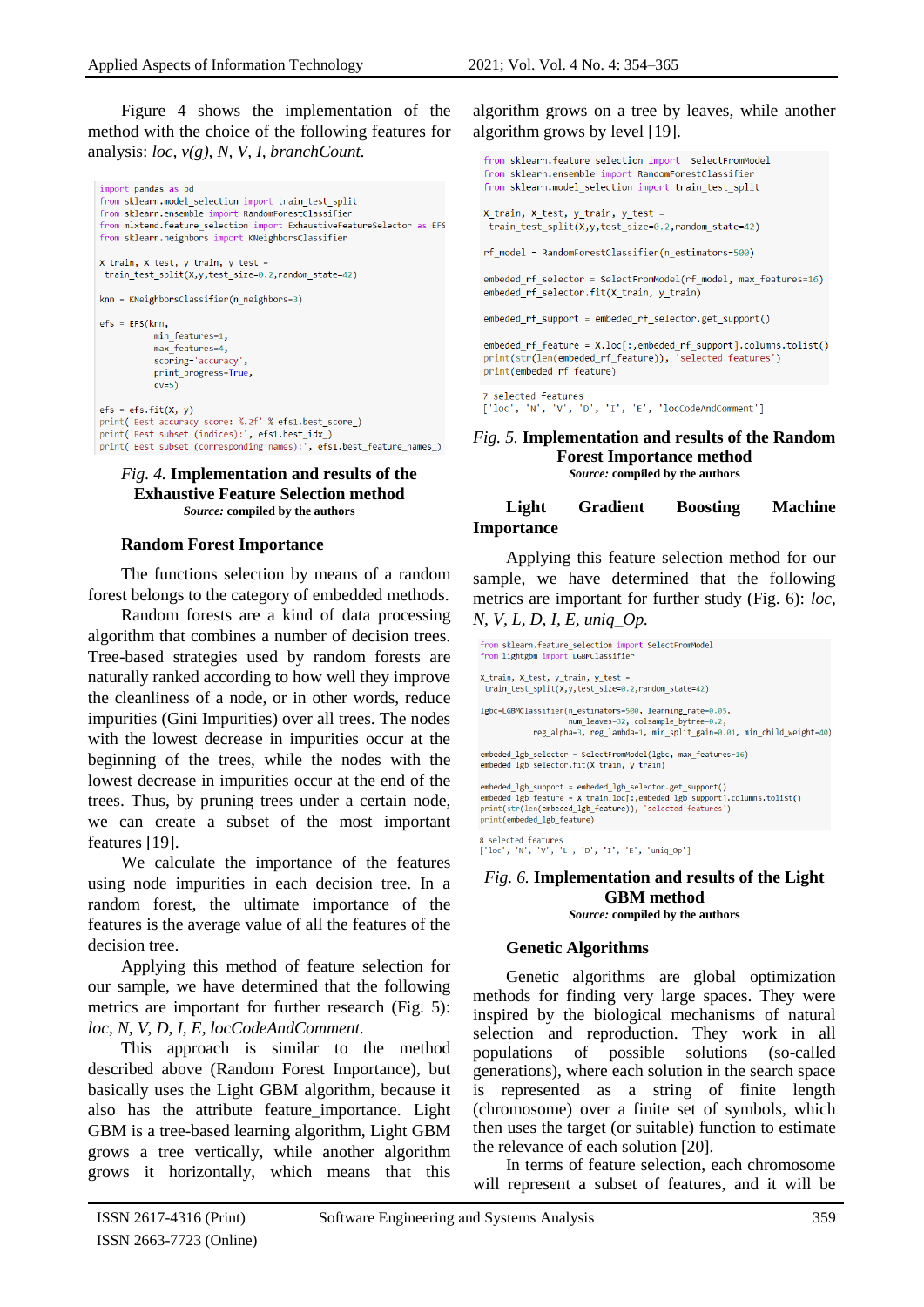Figure 4 shows the implementation of the method with the choice of the following features for analysis: *loc, v(g), N, V, I, branchCount.*

```
import pandas as pd
from sklearn.model_selection import train_test_split
from sklearn.ensemble import RandomForestClassifier
from mlxtend.feature_selection import ExhaustiveFeatureSelector as EFS
from sklearn.neighbors import KNeighborsClassifier

X_train, X_test, y_train, y_test =
 train_test_split(X,y,test_size=0.2,random_state=42)

knn = KNeighborsClassifier(n_neighbors=3)

efs = EFS(knn,
          min_features=1,
          max_features=4,
          scoring='accuracy',
          print_progress=True,
          cv=5)

efs = efs.fit(X, y)
print('Best accuracy score: %.2f' % efs1.best_score_)
print('Best subset (indices):', efs1.best_idx_)
print('Best subset (corresponding names):', efs1.best_feature_names_)
```

*Fig. 4.* **Implementation and results of the Exhaustive Feature Selection method**
***Source:*** **compiled by the authors**

### Random Forest Importance

The functions selection by means of a random forest belongs to the category of embedded methods.

Random forests are a kind of data processing algorithm that combines a number of decision trees. Tree-based strategies used by random forests are naturally ranked according to how well they improve the cleanliness of a node, or in other words, reduce impurities (Gini Impurities) over all trees. The nodes with the lowest decrease in impurities occur at the beginning of the trees, while the nodes with the lowest decrease in impurities occur at the end of the trees. Thus, by pruning trees under a certain node, we can create a subset of the most important features [19].

We calculate the importance of the features using node impurities in each decision tree. In a random forest, the ultimate importance of the features is the average value of all the features of the decision tree.

Applying this method of feature selection for our sample, we have determined that the following metrics are important for further research (Fig. 5): *loc, N, V, D, I, E, locCodeAndComment.*

This approach is similar to the method described above (Random Forest Importance), but basically uses the Light GBM algorithm, because it also has the attribute feature_importance. Light GBM is a tree-based learning algorithm, Light GBM grows a tree vertically, while another algorithm grows it horizontally, which means that this algorithm grows on a tree by leaves, while another algorithm grows by level [19].

```
from sklearn.feature_selection import  SelectFromModel
from sklearn.ensemble import RandomForestClassifier
from sklearn.model_selection import train_test_split

X_train, X_test, y_train, y_test =
 train_test_split(X,y,test_size=0.2,random_state=42)

rf_model = RandomForestClassifier(n_estimators=500)

embeded_rf_selector = SelectFromModel(rf_model, max_features=16)
embeded_rf_selector.fit(X_train, y_train)

embeded_rf_support = embeded_rf_selector.get_support()

embeded_rf_feature = X.loc[:,embeded_rf_support].columns.tolist()
print(str(len(embeded_rf_feature)), 'selected features')
print(embeded_rf_feature)

7 selected features
['loc', 'N', 'V', 'D', 'I', 'E', 'locCodeAndComment']
```

*Fig. 5.* **Implementation and results of the Random Forest Importance method**
***Source:*** **compiled by the authors**

### Light Gradient Boosting Machine Importance

Applying this feature selection method for our sample, we have determined that the following metrics are important for further study (Fig. 6): *loc, N, V, L, D, I, E, uniq_Op.*

```
from sklearn.feature_selection import SelectFromModel
from lightgbm import LGBMClassifier

X_train, X_test, y_train, y_test =
 train_test_split(X,y,test_size=0.2,random_state=42)

lgbc=LGBMClassifier(n_estimators=500, learning_rate=0.05,
                    num_leaves=32, colsample_bytree=0.2,
            reg_alpha=3, reg_lambda=1, min_split_gain=0.01, min_child_weight=40)

embeded_lgb_selector = SelectFromModel(lgbc, max_features=16)
embeded_lgb_selector.fit(X_train, y_train)

embeded_lgb_support = embeded_lgb_selector.get_support()
embeded_lgb_feature = X_train.loc[:,embeded_lgb_support].columns.tolist()
print(str(len(embeded_lgb_feature)), 'selected features')
print(embeded_lgb_feature)

8 selected features
['loc', 'N', 'V', 'L', 'D', 'I', 'E', 'uniq_Op']
```

*Fig. 6.* **Implementation and results of the Light GBM method**
***Source:*** **compiled by the authors**

### Genetic Algorithms

Genetic algorithms are global optimization methods for finding very large spaces. They were inspired by the biological mechanisms of natural selection and reproduction. They work in all populations of possible solutions (so-called generations), where each solution in the search space is represented as a string of finite length (chromosome) over a finite set of symbols, which then uses the target (or suitable) function to estimate the relevance of each solution [20].

In terms of feature selection, each chromosome will represent a subset of features, and it will be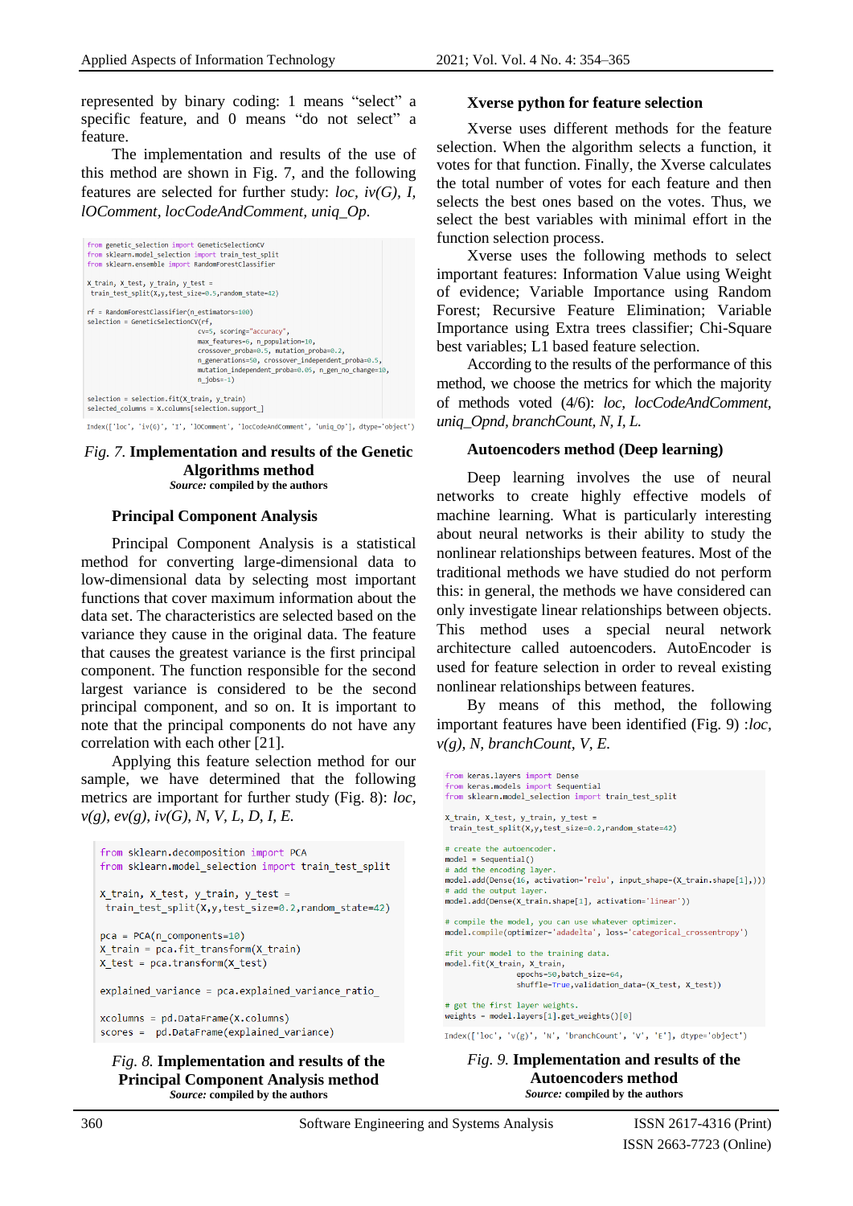represented by binary coding: 1 means "select" a specific feature, and 0 means "do not select" a feature.

The implementation and results of the use of this method are shown in Fig. 7, and the following features are selected for further study: *loc, iv(G), I, lOComment, locCodeAndComment, uniq_Op*.

```
from genetic_selection import GeneticSelectionCV
from sklearn.model_selection import train_test_split
from sklearn.ensemble import RandomForestClassifier

X_train, X_test, y_train, y_test =
 train_test_split(X,y,test_size=0.5,random_state=42)

rf = RandomForestClassifier(n_estimators=100)
selection = GeneticSelectionCV(rf,
                    cv=5, scoring="accuracy",
                    max_features=6, n_population=10,
                    crossover_proba=0.5, mutation_proba=0.2,
                    n_generations=50, crossover_independent_proba=0.5,
                    mutation_independent_proba=0.05, n_gen_no_change=10,
                    n_jobs=-1)

selection = selection.fit(X_train, y_train)
selected_columns = X.columns[selection.support_]

Index(['loc', 'iv(G)', 'I', 'lOComment', 'locCodeAndComment', 'uniq_Op'], dtype='object')
```

*Fig. 7.* **Implementation and results of the Genetic Algorithms method**
***Source:*** **compiled by the authors**

### Principal Component Analysis

Principal Component Analysis is a statistical method for converting large-dimensional data to low-dimensional data by selecting most important functions that cover maximum information about the data set. The characteristics are selected based on the variance they cause in the original data. The feature that causes the greatest variance is the first principal component. The function responsible for the second largest variance is considered to be the second principal component, and so on. It is important to note that the principal components do not have any correlation with each other [21].

Applying this feature selection method for our sample, we have determined that the following metrics are important for further study (Fig. 8): *loc, v(g), ev(g), iv(G), N, V, L, D, I, E.*

```
from sklearn.decomposition import PCA
from sklearn.model_selection import train_test_split

X_train, X_test, y_train, y_test =
 train_test_split(X,y,test_size=0.2,random_state=42)

pca = PCA(n_components=10)
X_train = pca.fit_transform(X_train)
X_test = pca.transform(X_test)

explained_variance = pca.explained_variance_ratio_

xcolumns = pd.DataFrame(X.columns)
scores =  pd.DataFrame(explained_variance)
```

*Fig. 8.* **Implementation and results of the Principal Component Analysis method**
***Source:*** **compiled by the authors**

### Xverse python for feature selection

Xverse uses different methods for the feature selection. When the algorithm selects a function, it votes for that function. Finally, the Xverse calculates the total number of votes for each feature and then selects the best ones based on the votes. Thus, we select the best variables with minimal effort in the function selection process.

Xverse uses the following methods to select important features: Information Value using Weight of evidence; Variable Importance using Random Forest; Recursive Feature Elimination; Variable Importance using Extra trees classifier; Chi-Square best variables; L1 based feature selection.

According to the results of the performance of this method, we choose the metrics for which the majority of methods voted (4/6): *loc, locCodeAndComment, uniq_Opnd, branchCount, N, I, L.*

### Autoencoders method (Deep learning)

Deep learning involves the use of neural networks to create highly effective models of machine learning. What is particularly interesting about neural networks is their ability to study the nonlinear relationships between features. Most of the traditional methods we have studied do not perform this: in general, the methods we have considered can only investigate linear relationships between objects. This method uses a special neural network architecture called autoencoders. AutoEncoder is used for feature selection in order to reveal existing nonlinear relationships between features.

By means of this method, the following important features have been identified (Fig. 9) :*loc, v(g), N, branchCount, V, E.*

```
from keras.layers import Dense
from keras.models import Sequential
from sklearn.model_selection import train_test_split

X_train, X_test, y_train, y_test =
 train_test_split(X,y,test_size=0.2,random_state=42)

# create the autoencoder.
model = Sequential()
# add the encoding layer.
model.add(Dense(16, activation='relu', input_shape=(X_train.shape[1],)))
# add the output layer.
model.add(Dense(X_train.shape[1], activation='linear'))

# compile the model, you can use whatever optimizer.
model.compile(optimizer='adadelta', loss='categorical_crossentropy')

#fit your model to the training data.
model.fit(X_train, X_train,
            epochs=50,batch_size=64,
            shuffle=True,validation_data=(X_test, X_test))

# get the first layer weights.
weights = model.layers[1].get_weights()[0]

Index(['loc', 'v(g)', 'N', 'branchCount', 'V', 'E'], dtype='object')
```

*Fig. 9.* **Implementation and results of the Autoencoders method**
***Source:*** **compiled by the authors**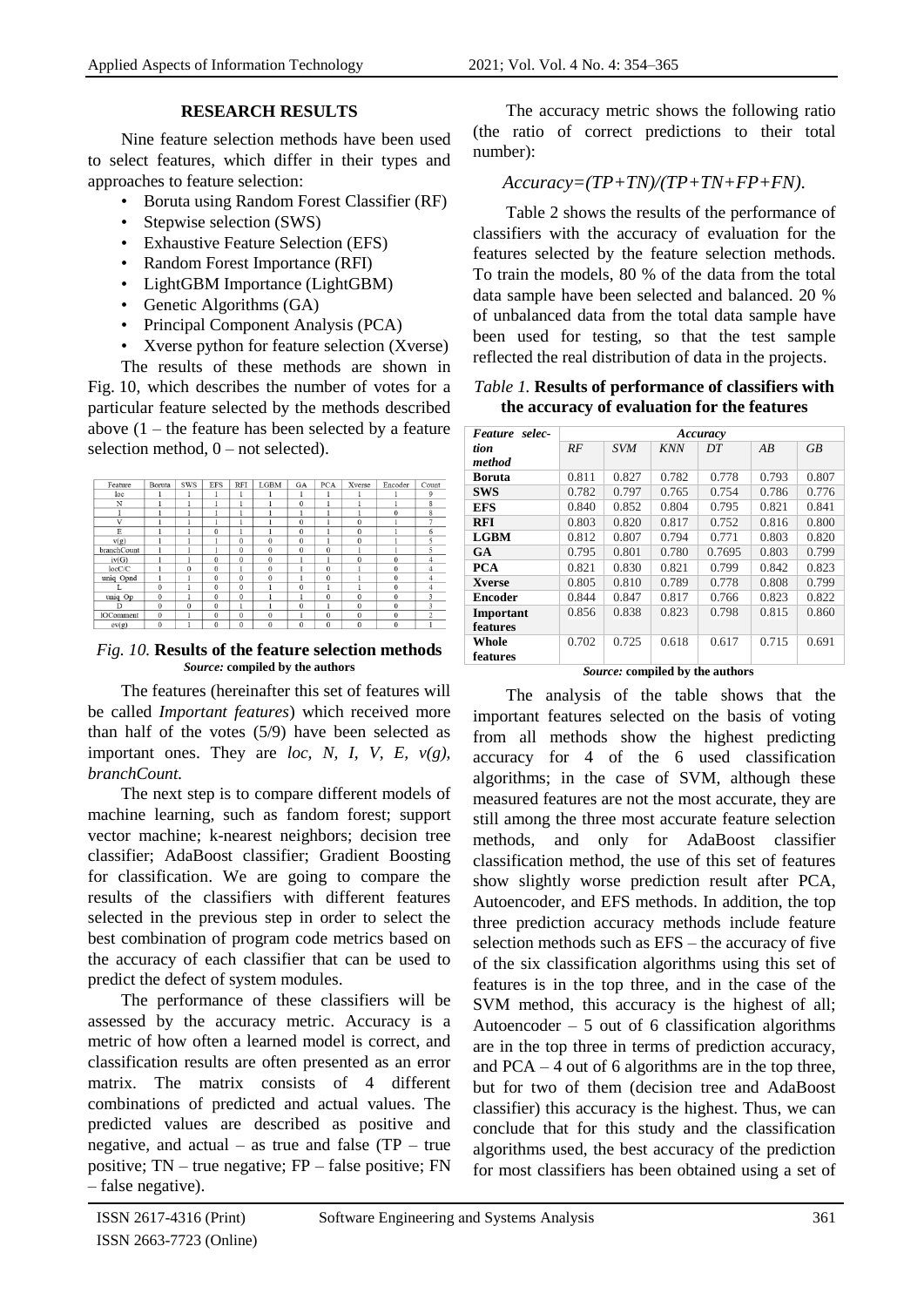## RESEARCH RESULTS

Nine feature selection methods have been used to select features, which differ in their types and approaches to feature selection:

- Boruta using Random Forest Classifier (RF)
- Stepwise selection (SWS)
- Exhaustive Feature Selection (EFS)
- Random Forest Importance (RFI)
- LightGBM Importance (LightGBM)
- Genetic Algorithms (GA)
- Principal Component Analysis (PCA)
- Xverse python for feature selection (Xverse)

The results of these methods are shown in Fig. 10, which describes the number of votes for a particular feature selected by the methods described above (1 – the feature has been selected by a feature selection method, 0 – not selected).

| Feature | Boruta | SWS | EFS | RFI | LGBM | GA | PCA | Xverse | Encoder | Count |
|---|---|---|---|---|---|---|---|---|---|---|
| loc | 1 | 1 | 1 | 1 | 1 | 1 | 1 | 1 | 1 | 9 |
| N | 1 | 1 | 1 | 1 | 1 | 0 | 1 | 1 | 1 | 8 |
| I | 1 | 1 | 1 | 1 | 1 | 1 | 1 | 1 | 0 | 8 |
| V | 1 | 1 | 1 | 1 | 1 | 0 | 1 | 0 | 1 | 7 |
| E | 1 | 1 | 0 | 1 | 1 | 0 | 1 | 0 | 1 | 6 |
| v(g) | 1 | 1 | 1 | 0 | 0 | 0 | 1 | 0 | 1 | 5 |
| branchCount | 1 | 1 | 1 | 0 | 0 | 0 | 0 | 1 | 1 | 5 |
| iv(G) | 1 | 1 | 0 | 0 | 0 | 1 | 1 | 0 | 0 | 4 |
| locC/C | 1 | 0 | 0 | 1 | 0 | 1 | 0 | 1 | 0 | 4 |
| uniq_Opnd | 1 | 1 | 0 | 0 | 0 | 1 | 0 | 1 | 0 | 4 |
| L | 0 | 1 | 0 | 0 | 1 | 0 | 1 | 1 | 0 | 4 |
| uniq_Op | 0 | 1 | 0 | 0 | 1 | 1 | 0 | 0 | 0 | 3 |
| D | 0 | 0 | 0 | 1 | 1 | 0 | 1 | 0 | 0 | 3 |
| lOComment | 0 | 1 | 0 | 0 | 0 | 1 | 0 | 0 | 0 | 2 |
| ev(g) | 0 | 1 | 0 | 0 | 0 | 0 | 0 | 0 | 0 | 1 |

*Fig. 10.* **Results of the feature selection methods**
*Source:* **compiled by the authors**

The features (hereinafter this set of features will be called *Important features*) which received more than half of the votes (5/9) have been selected as important ones. They are *loc, N, I, V, E, v(g), branchCount.*

The next step is to compare different models of machine learning, such as fandom forest; support vector machine; k-nearest neighbors; decision tree classifier; AdaBoost classifier; Gradient Boosting for classification. We are going to compare the results of the classifiers with different features selected in the previous step in order to select the best combination of program code metrics based on the accuracy of each classifier that can be used to predict the defect of system modules.

The performance of these classifiers will be assessed by the accuracy metric. Accuracy is a metric of how often a learned model is correct, and classification results are often presented as an error matrix. The matrix consists of 4 different combinations of predicted and actual values. The predicted values are described as positive and negative, and actual – as true and false (TP – true positive; TN – true negative; FP – false positive; FN – false negative).

The accuracy metric shows the following ratio (the ratio of correct predictions to their total number):

$$Accuracy=(TP+TN)/(TP+TN+FP+FN).$$

Table 2 shows the results of the performance of classifiers with the accuracy of evaluation for the features selected by the feature selection methods. To train the models, 80 % of the data from the total data sample have been selected and balanced. 20 % of unbalanced data from the total data sample have been used for testing, so that the test sample reflected the real distribution of data in the projects.

*Table 1.* **Results of performance of classifiers with the accuracy of evaluation for the features**

| *Feature selection method* | *Accuracy* | | | | | |
|---|---|---|---|---|---|---|
| | *RF* | *SVM* | *KNN* | *DT* | *AB* | *GB* |
| **Boruta** | 0.811 | 0.827 | 0.782 | 0.778 | 0.793 | 0.807 |
| **SWS** | 0.782 | 0.797 | 0.765 | 0.754 | 0.786 | 0.776 |
| **EFS** | 0.840 | 0.852 | 0.804 | 0.795 | 0.821 | 0.841 |
| **RFI** | 0.803 | 0.820 | 0.817 | 0.752 | 0.816 | 0.800 |
| **LGBM** | 0.812 | 0.807 | 0.794 | 0.771 | 0.803 | 0.820 |
| **GA** | 0.795 | 0.801 | 0.780 | 0.7695 | 0.803 | 0.799 |
| **PCA** | 0.821 | 0.830 | 0.821 | 0.799 | 0.842 | 0.823 |
| **Xverse** | 0.805 | 0.810 | 0.789 | 0.778 | 0.808 | 0.799 |
| **Encoder** | 0.844 | 0.847 | 0.817 | 0.766 | 0.823 | 0.822 |
| **Important features** | 0.856 | 0.838 | 0.823 | 0.798 | 0.815 | 0.860 |
| **Whole features** | 0.702 | 0.725 | 0.618 | 0.617 | 0.715 | 0.691 |

*Source:* **compiled by the authors**

The analysis of the table shows that the important features selected on the basis of voting from all methods show the highest predicting accuracy for 4 of the 6 used classification algorithms; in the case of SVM, although these measured features are not the most accurate, they are still among the three most accurate feature selection methods, and only for AdaBoost classifier classification method, the use of this set of features show slightly worse prediction result after PCA, Autoencoder, and EFS methods. In addition, the top three prediction accuracy methods include feature selection methods such as EFS – the accuracy of five of the six classification algorithms using this set of features is in the top three, and in the case of the SVM method, this accuracy is the highest of all; Autoencoder – 5 out of 6 classification algorithms are in the top three in terms of prediction accuracy, and PCA – 4 out of 6 algorithms are in the top three, but for two of them (decision tree and AdaBoost classifier) this accuracy is the highest. Thus, we can conclude that for this study and the classification algorithms used, the best accuracy of the prediction for most classifiers has been obtained using a set of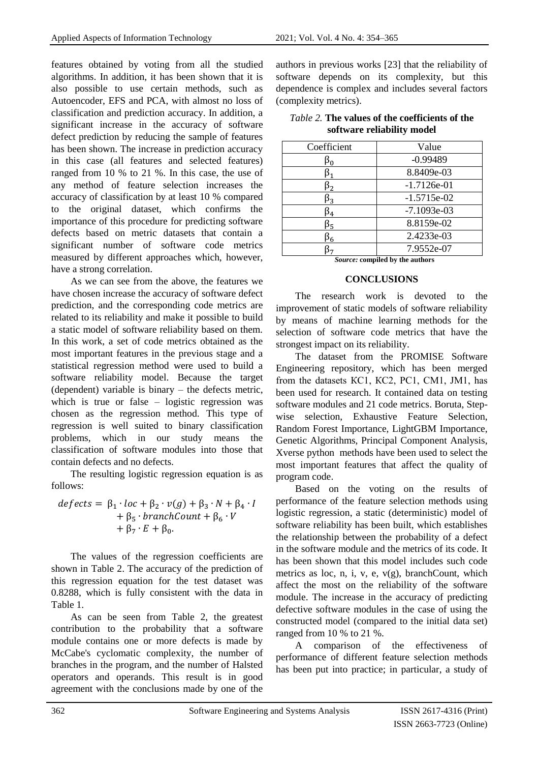features obtained by voting from all the studied algorithms. In addition, it has been shown that it is also possible to use certain methods, such as Autoencoder, EFS and PCA, with almost no loss of classification and prediction accuracy. In addition, a significant increase in the accuracy of software defect prediction by reducing the sample of features has been shown. The increase in prediction accuracy in this case (all features and selected features) ranged from 10 % to 21 %. In this case, the use of any method of feature selection increases the accuracy of classification by at least 10 % compared to the original dataset, which confirms the importance of this procedure for predicting software defects based on metric datasets that contain a significant number of software code metrics measured by different approaches which, however, have a strong correlation.

As we can see from the above, the features we have chosen increase the accuracy of software defect prediction, and the corresponding code metrics are related to its reliability and make it possible to build a static model of software reliability based on them. In this work, a set of code metrics obtained as the most important features in the previous stage and a statistical regression method were used to build a software reliability model. Because the target (dependent) variable is binary – the defects metric, which is true or false – logistic regression was chosen as the regression method. This type of regression is well suited to binary classification problems, which in our study means the classification of software modules into those that contain defects and no defects.

The resulting logistic regression equation is as follows:

$$defects = \beta_1 \cdot loc + \beta_2 \cdot v(g) + \beta_3 \cdot N + \beta_4 \cdot I + \beta_5 \cdot branchCount + \beta_6 \cdot V + \beta_7 \cdot E + \beta_0.$$

The values of the regression coefficients are shown in Table 2. The accuracy of the prediction of this regression equation for the test dataset was 0.8288, which is fully consistent with the data in Table 1.

As can be seen from Table 2, the greatest contribution to the probability that a software module contains one or more defects is made by McCabe's cyclomatic complexity, the number of branches in the program, and the number of Halsted operators and operands. This result is in good agreement with the conclusions made by one of the authors in previous works [23] that the reliability of software depends on its complexity, but this dependence is complex and includes several factors (complexity metrics).

*Table 2.* **The values of the coefficients of the software reliability model**

| Coefficient | Value |
|---|---|
| $\beta_0$ | -0.99489 |
| $\beta_1$ | 8.8409e-03 |
| $\beta_2$ | -1.7126e-01 |
| $\beta_3$ | -1.5715e-02 |
| $\beta_4$ | -7.1093e-03 |
| $\beta_5$ | 8.8159e-02 |
| $\beta_6$ | 2.4233e-03 |
| $\beta_7$ | 7.9552e-07 |

***Source:*** **compiled by the authors**

## CONCLUSIONS

The research work is devoted to the improvement of static models of software reliability by means of machine learning methods for the selection of software code metrics that have the strongest impact on its reliability.

The dataset from the PROMISE Software Engineering repository, which has been merged from the datasets KC1, KC2, PC1, CM1, JM1, has been used for research. It contained data on testing software modules and 21 code metrics. Boruta, Step-wise selection, Exhaustive Feature Selection, Random Forest Importance, LightGBM Importance, Genetic Algorithms, Principal Component Analysis, Xverse python methods have been used to select the most important features that affect the quality of program code.

Based on the voting on the results of performance of the feature selection methods using logistic regression, a static (deterministic) model of software reliability has been built, which establishes the relationship between the probability of a defect in the software module and the metrics of its code. It has been shown that this model includes such code metrics as loc, n, i, v, e, v(g), branchCount, which affect the most on the reliability of the software module. The increase in the accuracy of predicting defective software modules in the case of using the constructed model (compared to the initial data set) ranged from 10 % to 21 %.

A comparison of the effectiveness of performance of different feature selection methods has been put into practice; in particular, a study of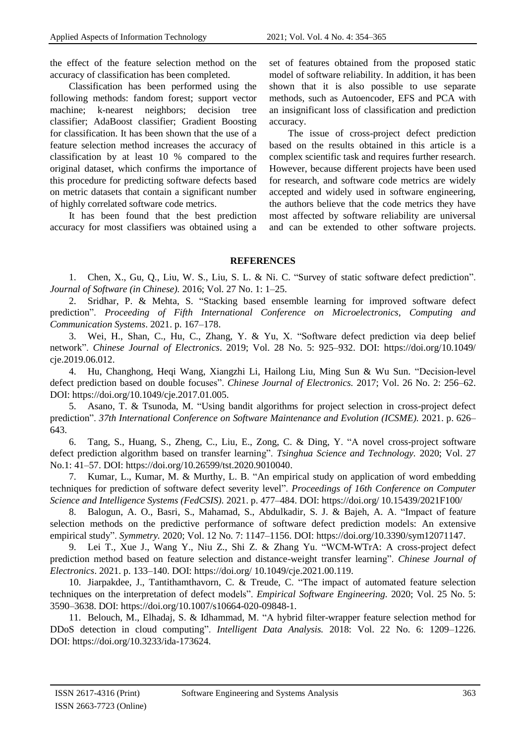the effect of the feature selection method on the accuracy of classification has been completed.

Classification has been performed using the following methods: fandom forest; support vector machine; k-nearest neighbors; decision tree classifier; AdaBoost classifier; Gradient Boosting for classification. It has been shown that the use of a feature selection method increases the accuracy of classification by at least 10 % compared to the original dataset, which confirms the importance of this procedure for predicting software defects based on metric datasets that contain a significant number of highly correlated software code metrics.

It has been found that the best prediction accuracy for most classifiers was obtained using a set of features obtained from the proposed static model of software reliability. In addition, it has been shown that it is also possible to use separate methods, such as Autoencoder, EFS and PCA with an insignificant loss of classification and prediction accuracy.

The issue of cross-project defect prediction based on the results obtained in this article is a complex scientific task and requires further research. However, because different projects have been used for research, and software code metrics are widely accepted and widely used in software engineering, the authors believe that the code metrics they have most affected by software reliability are universal and can be extended to other software projects.

## REFERENCES

1. Chen, X., Gu, Q., Liu, W. S., Liu, S. L. & Ni. C. "Survey of static software defect prediction". *Journal of Software (in Chinese).* 2016; Vol. 27 No. 1: 1–25.

2. Sridhar, P. & Mehta, S. "Stacking based ensemble learning for improved software defect prediction". *Proceeding of Fifth International Conference on Microelectronics, Computing and Communication Systems*. 2021. p. 167–178.

3. Wei, H., Shan, C., Hu, C., Zhang, Y. & Yu, X. "Software defect prediction via deep belief network". *Chinese Journal of Electronics*. 2019; Vol. 28 No. 5: 925–932. DOI: https://doi.org/10.1049/cje.2019.06.012.

4. Hu, Changhong, Heqi Wang, Xiangzhi Li, Hailong Liu, Ming Sun & Wu Sun. "Decision-level defect prediction based on double focuses". *Chinese Journal of Electronics.* 2017; Vol. 26 No. 2: 256–62. DOI: https://doi.org/10.1049/cje.2017.01.005.

5. Asano, T. & Tsunoda, M. "Using bandit algorithms for project selection in cross-project defect prediction". *37th International Conference on Software Maintenance and Evolution (ICSME).* 2021. p. 626–643.

6. Tang, S., Huang, S., Zheng, C., Liu, E., Zong, C. & Ding, Y. "A novel cross-project software defect prediction algorithm based on transfer learning". *Tsinghua Science and Technology.* 2020; Vol. 27 No.1: 41–57. DOI: https://doi.org/10.26599/tst.2020.9010040.

7. Kumar, L., Kumar, M. & Murthy, L. B. "An empirical study on application of word embedding techniques for prediction of software defect severity level". *Proceedings of 16th Conference on Computer Science and Intelligence Systems (FedCSIS).* 2021. p. 477–484. DOI: https://doi.org/ 10.15439/2021F100/

8. Balogun, A. O., Basri, S., Mahamad, S., Abdulkadir, S. J. & Bajeh, A. A. "Impact of feature selection methods on the predictive performance of software defect prediction models: An extensive empirical study". *Symmetry.* 2020; Vol. 12 No. 7: 1147–1156. DOI: https://doi.org/10.3390/sym12071147.

9. Lei T., Xue J., Wang Y., Niu Z., Shi Z. & Zhang Yu. "WCM-WTrA: A cross-project defect prediction method based on feature selection and distance-weight transfer learning". *Chinese Journal of Electronics*. 2021. p. 133–140. DOI: https://doi.org/ 10.1049/cje.2021.00.119.

10. Jiarpakdee, J., Tantithamthavorn, C. & Treude, C. "The impact of automated feature selection techniques on the interpretation of defect models". *Empirical Software Engineering.* 2020; Vol. 25 No. 5: 3590–3638. DOI: https://doi.org/10.1007/s10664-020-09848-1.

11. Belouch, M., Elhadaj, S. & Idhammad, M. "A hybrid filter-wrapper feature selection method for DDoS detection in cloud computing". *Intelligent Data Analysis.* 2018: Vol. 22 No. 6: 1209–1226. DOI: https://doi.org/10.3233/ida-173624.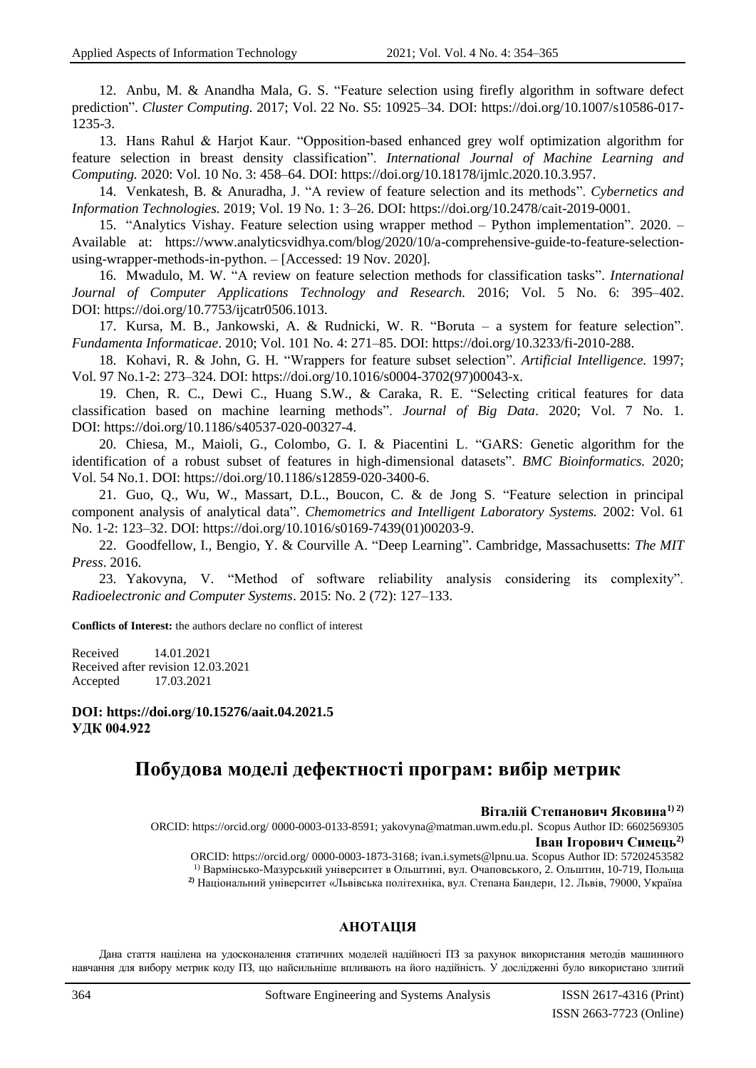12. Anbu, M. & Anandha Mala, G. S. "Feature selection using firefly algorithm in software defect prediction". *Cluster Computing.* 2017; Vol. 22 No. S5: 10925–34. DOI: https://doi.org/10.1007/s10586-017-1235-3.

13. Hans Rahul & Harjot Kaur. "Opposition-based enhanced grey wolf optimization algorithm for feature selection in breast density classification". *International Journal of Machine Learning and Computing.* 2020: Vol. 10 No. 3: 458–64. DOI: https://doi.org/10.18178/ijmlc.2020.10.3.957.

14. Venkatesh, B. & Anuradha, J. "A review of feature selection and its methods". *Cybernetics and Information Technologies.* 2019; Vol. 19 No. 1: 3–26. DOI: https://doi.org/10.2478/cait-2019-0001.

15. "Analytics Vishay. Feature selection using wrapper method – Python implementation". 2020. – Available at: https://www.analyticsvidhya.com/blog/2020/10/a-comprehensive-guide-to-feature-selection-using-wrapper-methods-in-python. – [Accessed: 19 Nov. 2020].

16. Mwadulo, M. W. "A review on feature selection methods for classification tasks". *International Journal of Computer Applications Technology and Research.* 2016; Vol. 5 No. 6: 395–402. DOI: https://doi.org/10.7753/ijcatr0506.1013.

17. Kursa, M. B., Jankowski, A. & Rudnicki, W. R. "Boruta – a system for feature selection". *Fundamenta Informaticae*. 2010; Vol. 101 No. 4: 271–85. DOI: https://doi.org/10.3233/fi-2010-288.

18. Kohavi, R. & John, G. H. "Wrappers for feature subset selection". *Artificial Intelligence.* 1997; Vol. 97 No.1-2: 273–324. DOI: https://doi.org/10.1016/s0004-3702(97)00043-x.

19. Chen, R. C., Dewi C., Huang S.W., & Caraka, R. E. "Selecting critical features for data classification based on machine learning methods". *Journal of Big Data*. 2020; Vol. 7 No. 1. DOI: https://doi.org/10.1186/s40537-020-00327-4.

20. Chiesa, M., Maioli, G., Colombo, G. I. & Piacentini L. "GARS: Genetic algorithm for the identification of a robust subset of features in high-dimensional datasets". *BMC Bioinformatics.* 2020; Vol. 54 No.1. DOI: https://doi.org/10.1186/s12859-020-3400-6.

21. Guo, Q., Wu, W., Massart, D.L., Boucon, C. & de Jong S. "Feature selection in principal component analysis of analytical data". *Chemometrics and Intelligent Laboratory Systems.* 2002: Vol. 61 No. 1-2: 123–32. DOI: https://doi.org/10.1016/s0169-7439(01)00203-9.

22. Goodfellow, I., Bengio, Y. & Courville A. "Deep Learning". Cambridge, Massachusetts: *The MIT Press*. 2016.

23. Yakovyna, V. "Method of software reliability analysis considering its complexity". *Radioelectronic and Computer Systems*. 2015: No. 2 (72): 127–133.

**Conflicts of Interest:** the authors declare no conflict of interest

Received 14.01.2021
Received after revision 12.03.2021
Accepted 17.03.2021

**DOI: https://doi.org/10.15276/aait.04.2021.5**
**УДК 004.922**

# Побудова моделі дефектності програм: вибір метрик

**Віталій Степанович Яковина[1) 2)]**

ORCID: https://orcid.org/ 0000-0003-0133-8591; yakovyna@matman.uwm.edu.pl. Scopus Author ID: 6602569305

**Іван Ігорович Симець[2)]**

ORCID: https://orcid.org/ 0000-0003-1873-3168; ivan.i.symets@lpnu.ua. Scopus Author ID: 57202453582

[1)] Вармінсько-Мазурський університет в Ольштині, вул. Очаповського, 2. Ольштин, 10-719, Польща

[2)] Національний університет «Львівська політехніка, вул. Степана Бандери, 12. Львів, 79000, Україна

## АНОТАЦІЯ

Дана стаття націлена на удосконалення статичних моделей надійності ПЗ за рахунок використання методів машинного навчання для вибору метрик коду ПЗ, що найсильніше впливають на його надійність. У дослідженні було використано злитий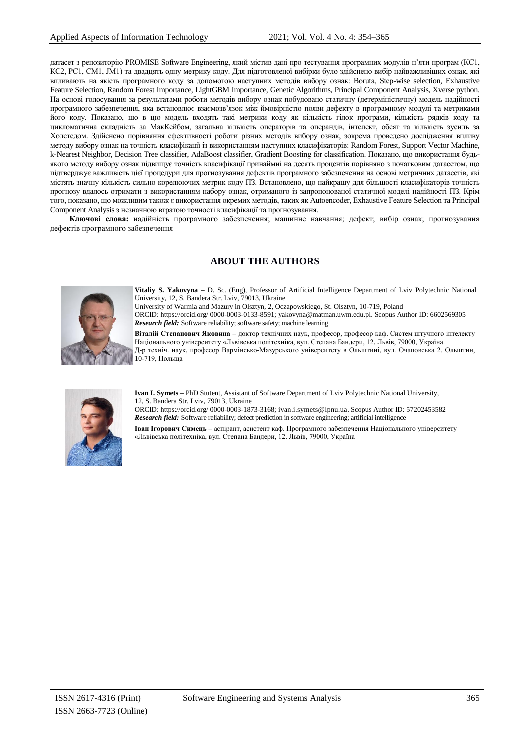датасет з репозиторію PROMISE Software Engineering, який містив дані про тестування програмних модулів п'яти програм (KC1, KC2, PC1, CM1, JM1) та двадцять одну метрику коду. Для підготовленої вибірки було здійснено вибір найважливіших ознак, які впливають на якість програмного коду за допомогою наступних методів вибору ознак: Boruta, Step-wise selection, Exhaustive Feature Selection, Random Forest Importance, LightGBM Importance, Genetic Algorithms, Principal Component Analysis, Xverse python. На основі голосування за результатами роботи методів вибору ознак побудовано статичну (детерміністичну) модель надійності програмного забезпечення, яка встановлює взаємозв'язок між ймовірністю появи дефекту в програмному модулі та метриками його коду. Показано, що в цю модель входять такі метрики коду як кількість гілок програми, кількість рядків коду та цикломатична складність за МакКейбом, загальна кількість операторів та операндів, інтелект, обсяг та кількість зусиль за Холстедом. Здійснено порівняння ефективності роботи різних методів вибору ознак, зокрема проведено дослідження впливу методу вибору ознак на точність класифікації із використанням наступних класифікаторів: Random Forest, Support Vector Machine, k-Nearest Neighbor, Decision Tree classifier, AdaBoost classifier, Gradient Boosting for classification. Показано, що використання будь-якого методу вибору ознак підвищує точність класифікації принаймні на десять процентів порівняно з початковим датасетом, що підтверджує важливість цієї процедури для прогнозування дефектів програмного забезпечення на основі метричних датасетів, які містять значну кількість сильно корелюючих метрик коду ПЗ. Встановлено, що найкращу для більшості класифікаторів точність прогнозу вдалось отримати з використанням набору ознак, отриманого із запропонованої статичної моделі надійності ПЗ. Крім того, показано, що можливим також є використання окремих методів, таких як Autoencoder, Exhaustive Feature Selection та Principal Component Analysis з незначною втратою точності класифікації та прогнозування.

**Ключові слова:** надійність програмного забезпечення; машинне навчання; дефект; вибір ознак; прогнозування дефектів програмного забезпечення

## ABOUT THE AUTHORS

**Vitaliy S. Yakovyna** – D. Sc. (Eng), Professor of Artificial Intelligence Department of Lviv Polytechnic National University, 12, S. Bandera Str. Lviv, 79013, Ukraine
University of Warmia and Mazury in Olsztyn, 2, Oczapowskiego, St. Olsztyn, 10-719, Poland
ORCID: https://orcid.org/ 0000-0003-0133-8591; yakovyna@matman.uwm.edu.pl. Scopus Author ID: 6602569305
***Research field:*** Software reliability; software safety; machine learning

**Віталій Степанович Яковина** – доктор технічних наук, професор, професор каф. Систем штучного інтелекту Національного університету «Львівська політехніка, вул. Степана Бандери, 12. Львів, 79000, Україна.
Д-р техніч. наук, професор Вармінсько-Мазурського університету в Ольштині, вул. Очаповська 2. Ольштин, 10-719, Польща

**Ivan I. Symets** – PhD Stutent, Assistant of Software Department of Lviv Polytechnic National University, 12, S. Bandera Str. Lviv, 79013, Ukraine
ORCID: https://orcid.org/ 0000-0003-1873-3168; ivan.i.symets@lpnu.ua. Scopus Author ID: 57202453582
***Research field:*** Software reliability; defect prediction in software engineering; artificial intelligence

**Іван Ігорович Симець** – аспірант, асистент каф. Програмного забезпечення Національного університету «Львівська політехніка, вул. Степана Бандери, 12. Львів, 79000, Україна